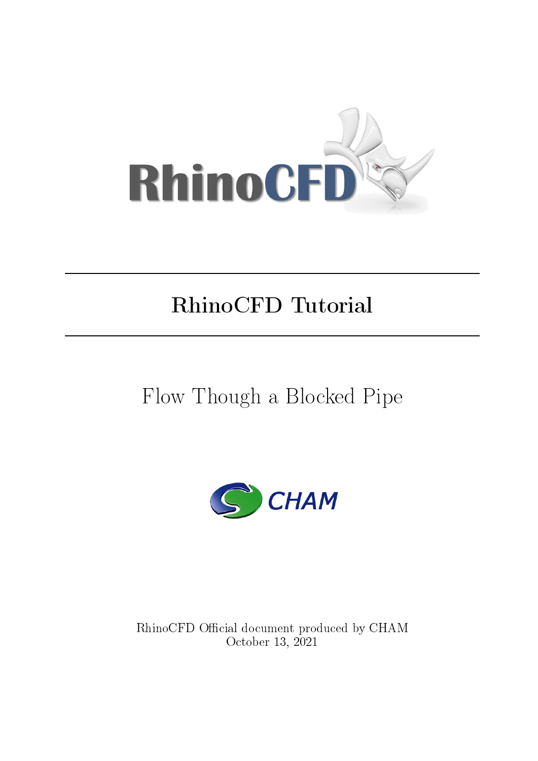# RhinoCFD Tutorial

## Flow Though a Blocked Pipe

RhinoCFD Official document produced by CHAM
October 13, 2021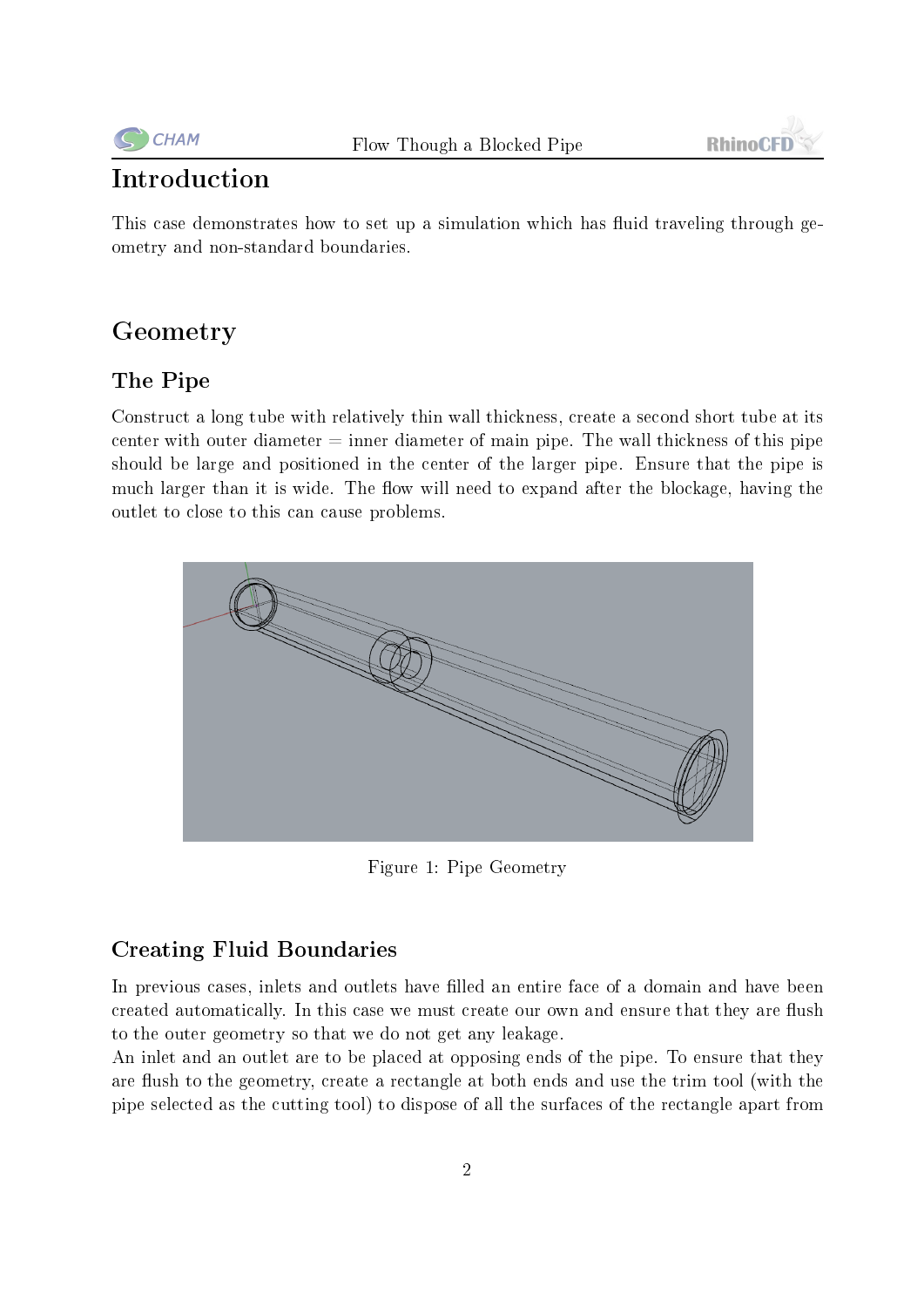# Introduction

This case demonstrates how to set up a simulation which has fluid traveling through geometry and non-standard boundaries.

# Geometry

## The Pipe

Construct a long tube with relatively thin wall thickness, create a second short tube at its center with outer diameter = inner diameter of main pipe. The wall thickness of this pipe should be large and positioned in the center of the larger pipe. Ensure that the pipe is much larger than it is wide. The flow will need to expand after the blockage, having the outlet to close to this can cause problems.

Figure 1: Pipe Geometry

## Creating Fluid Boundaries

In previous cases, inlets and outlets have filled an entire face of a domain and have been created automatically. In this case we must create our own and ensure that they are flush to the outer geometry so that we do not get any leakage.
An inlet and an outlet are to be placed at opposing ends of the pipe. To ensure that they are flush to the geometry, create a rectangle at both ends and use the trim tool (with the pipe selected as the cutting tool) to dispose of all the surfaces of the rectangle apart from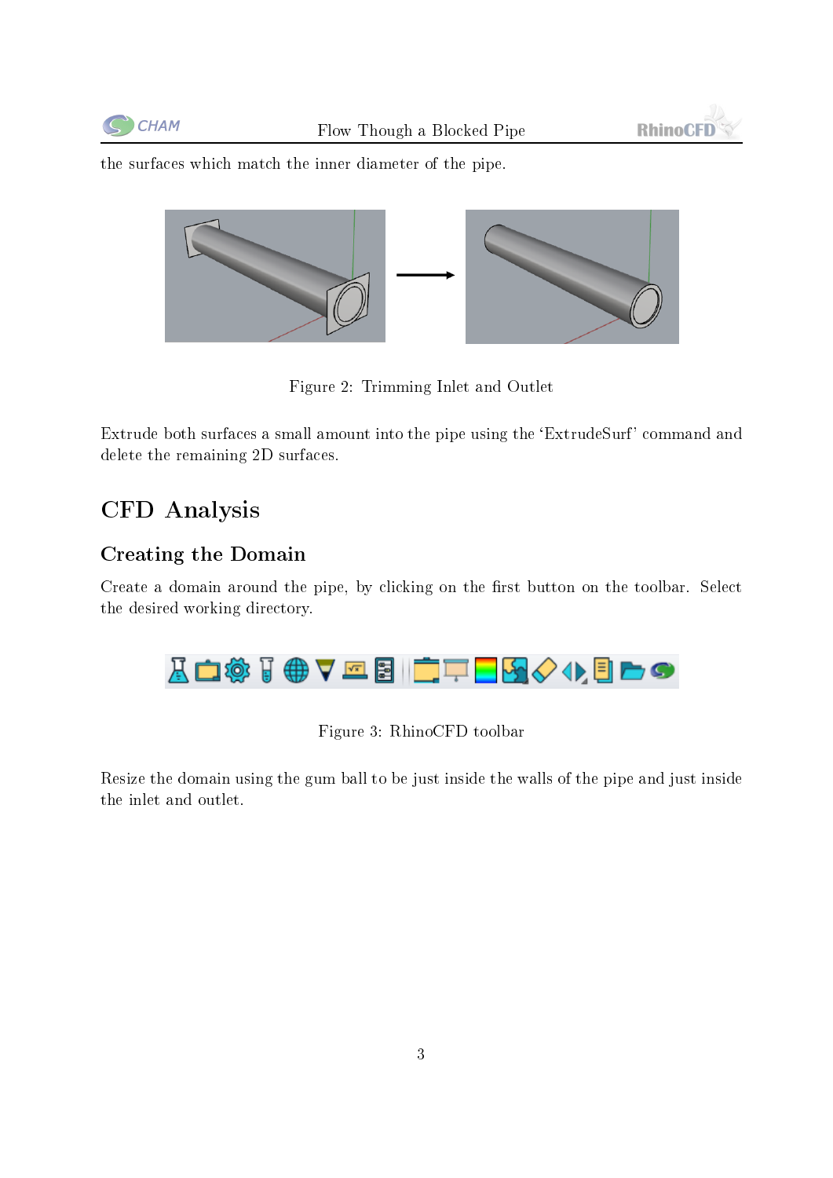the surfaces which match the inner diameter of the pipe.

Figure 2: Trimming Inlet and Outlet

Extrude both surfaces a small amount into the pipe using the 'ExtrudeSurf' command and delete the remaining 2D surfaces.

# CFD Analysis

## Creating the Domain

Create a domain around the pipe, by clicking on the first button on the toolbar. Select the desired working directory.

Figure 3: RhinoCFD toolbar

Resize the domain using the gum ball to be just inside the walls of the pipe and just inside the inlet and outlet.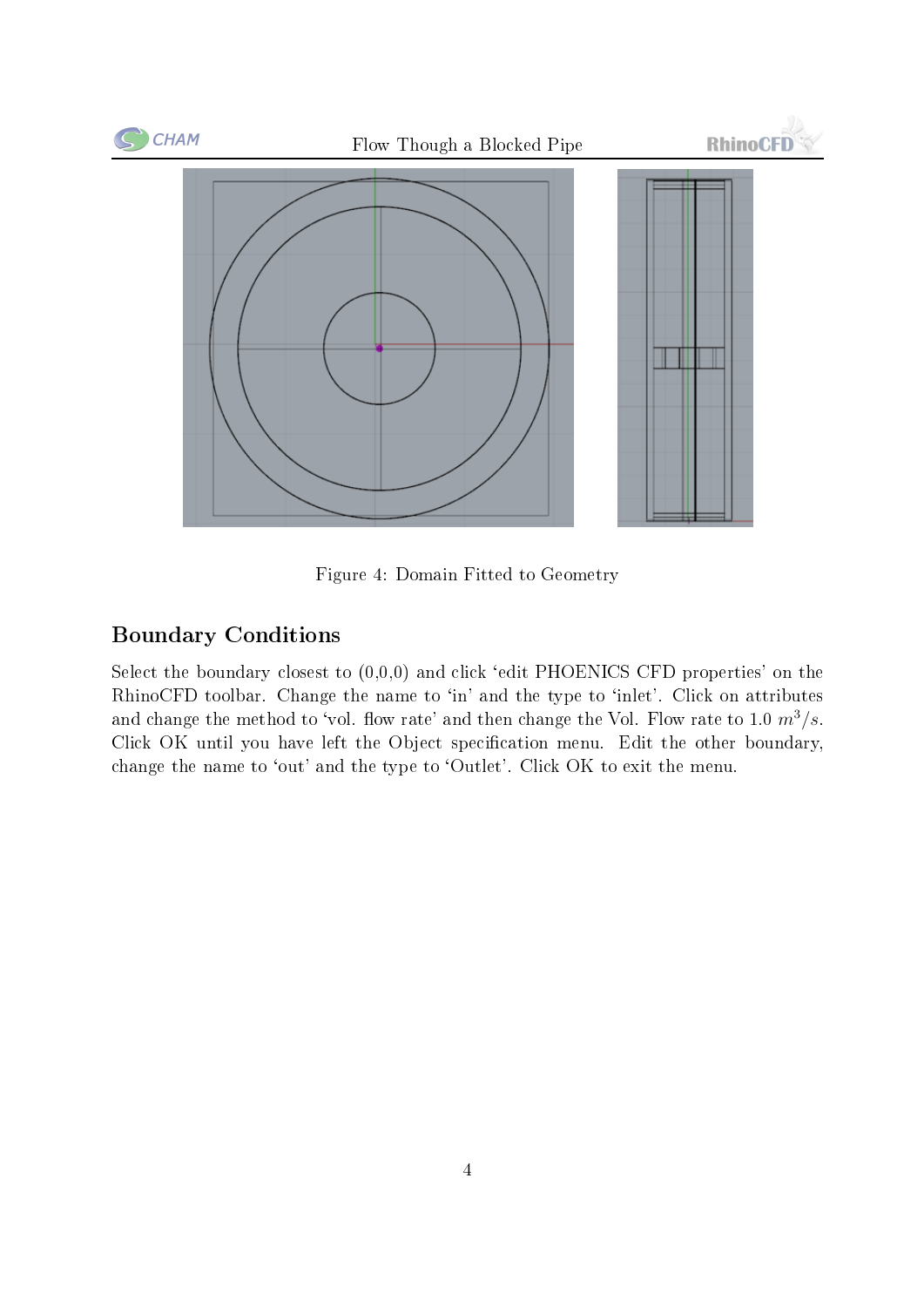Figure 4: Domain Fitted to Geometry

## Boundary Conditions

Select the boundary closest to (0,0,0) and click 'edit PHOENICS CFD properties' on the RhinoCFD toolbar. Change the name to 'in' and the type to 'inlet'. Click on attributes and change the method to 'vol. flow rate' and then change the Vol. Flow rate to 1.0 $m^3/s$. Click OK until you have left the Object specification menu. Edit the other boundary, change the name to 'out' and the type to 'Outlet'. Click OK to exit the menu.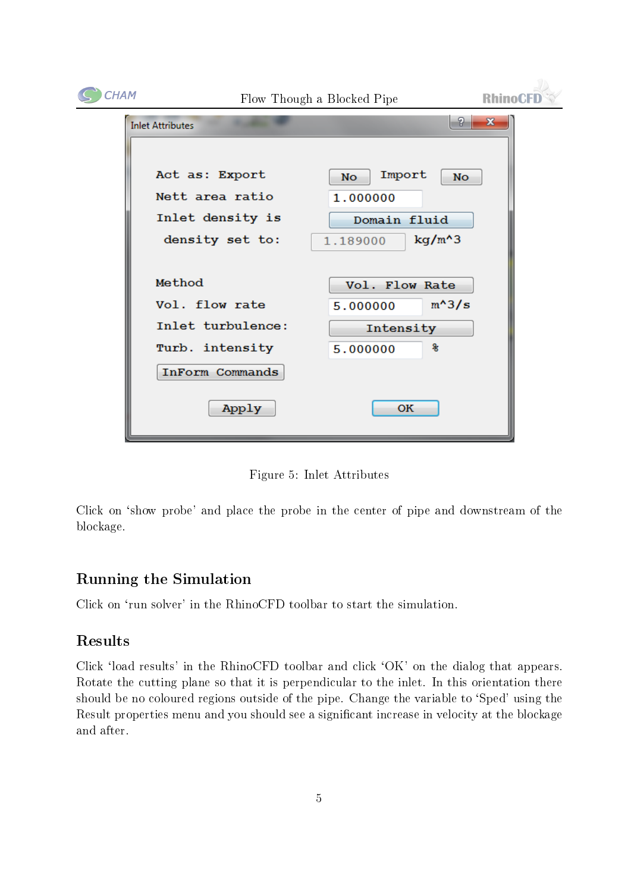Figure 5: Inlet Attributes

Click on ‘show probe’ and place the probe in the center of pipe and downstream of the blockage.

## Running the Simulation

Click on ‘run solver’ in the RhinoCFD toolbar to start the simulation.

## Results

Click ‘load results’ in the RhinoCFD toolbar and click ‘OK’ on the dialog that appears. Rotate the cutting plane so that it is perpendicular to the inlet. In this orientation there should be no coloured regions outside of the pipe. Change the variable to ‘Sped’ using the Result properties menu and you should see a significant increase in velocity at the blockage and after.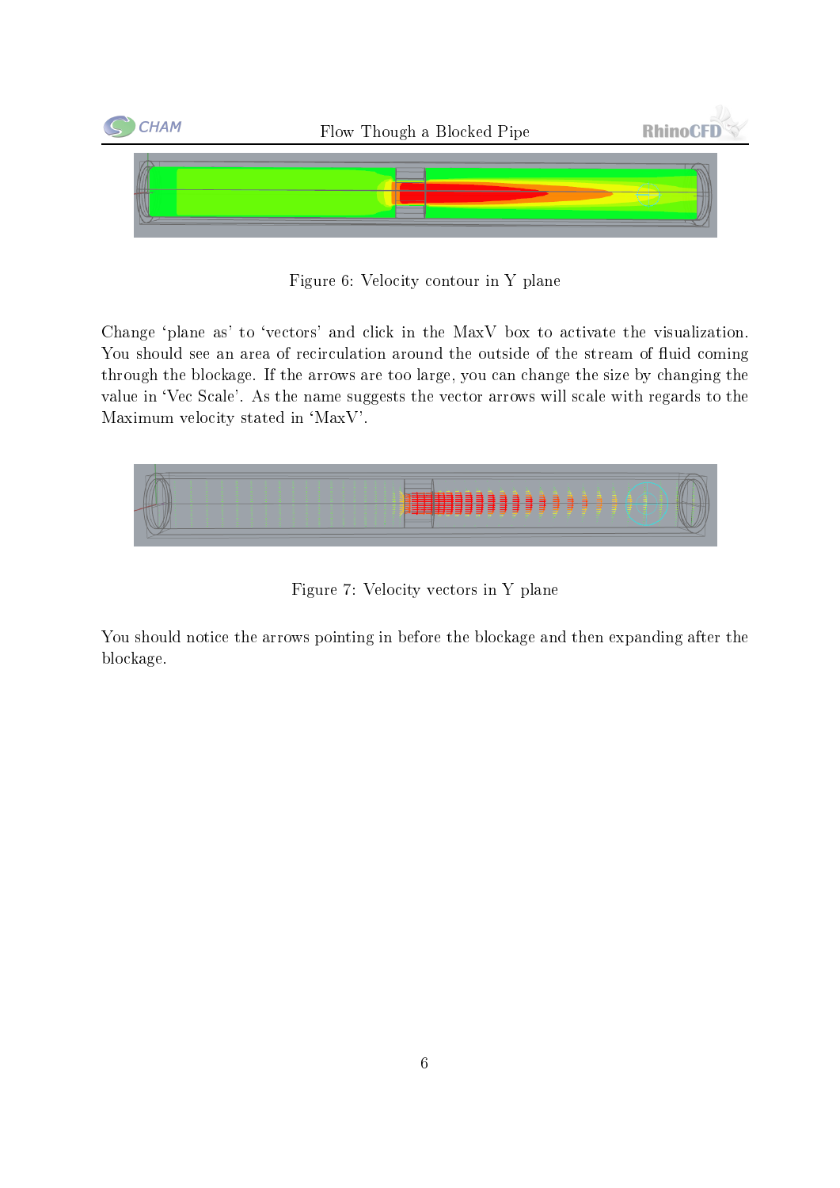Figure 6: Velocity contour in Y plane

Change 'plane as' to 'vectors' and click in the MaxV box to activate the visualization. You should see an area of recirculation around the outside of the stream of fluid coming through the blockage. If the arrows are too large, you can change the size by changing the value in 'Vec Scale'. As the name suggests the vector arrows will scale with regards to the Maximum velocity stated in 'MaxV'.

Figure 7: Velocity vectors in Y plane

You should notice the arrows pointing in before the blockage and then expanding after the blockage.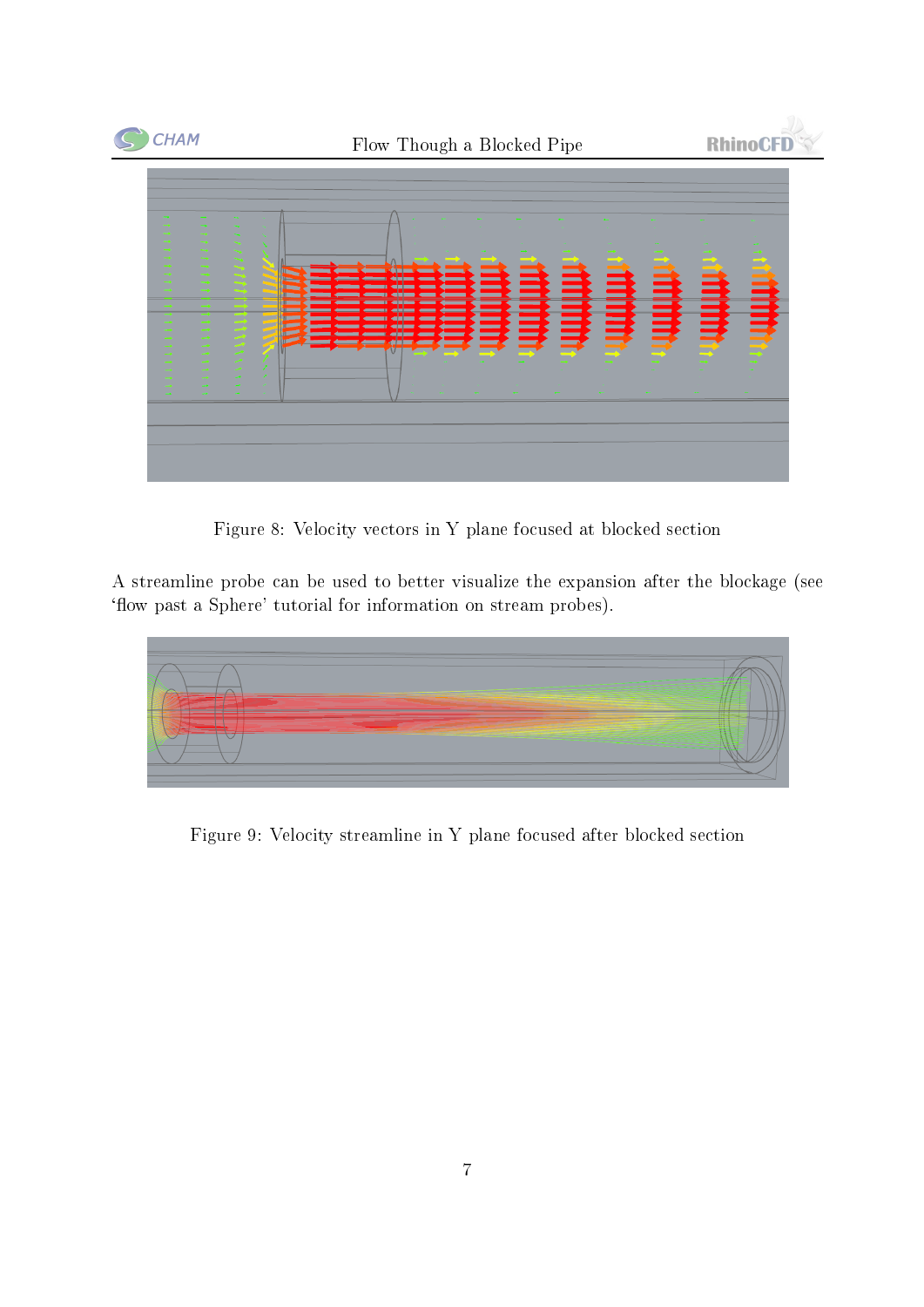Figure 8: Velocity vectors in Y plane focused at blocked section

A streamline probe can be used to better visualize the expansion after the blockage (see 'flow past a Sphere' tutorial for information on stream probes).

Figure 9: Velocity streamline in Y plane focused after blocked section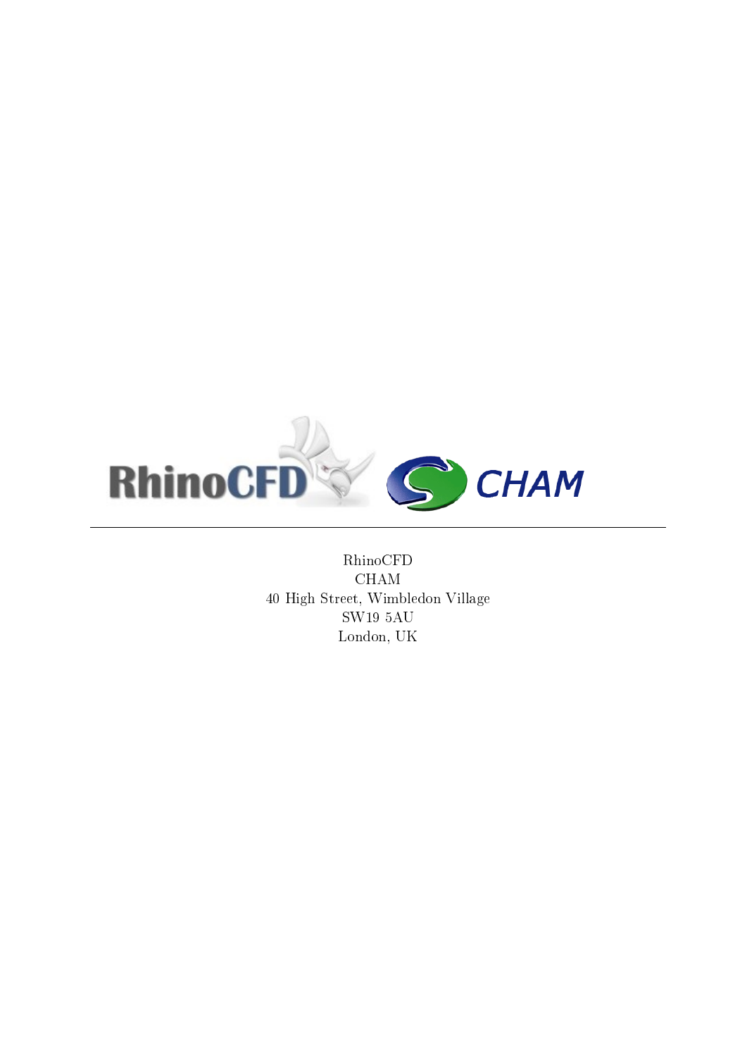RhinoCFD
CHAM
40 High Street, Wimbledon Village
SW19 5AU
London, UK